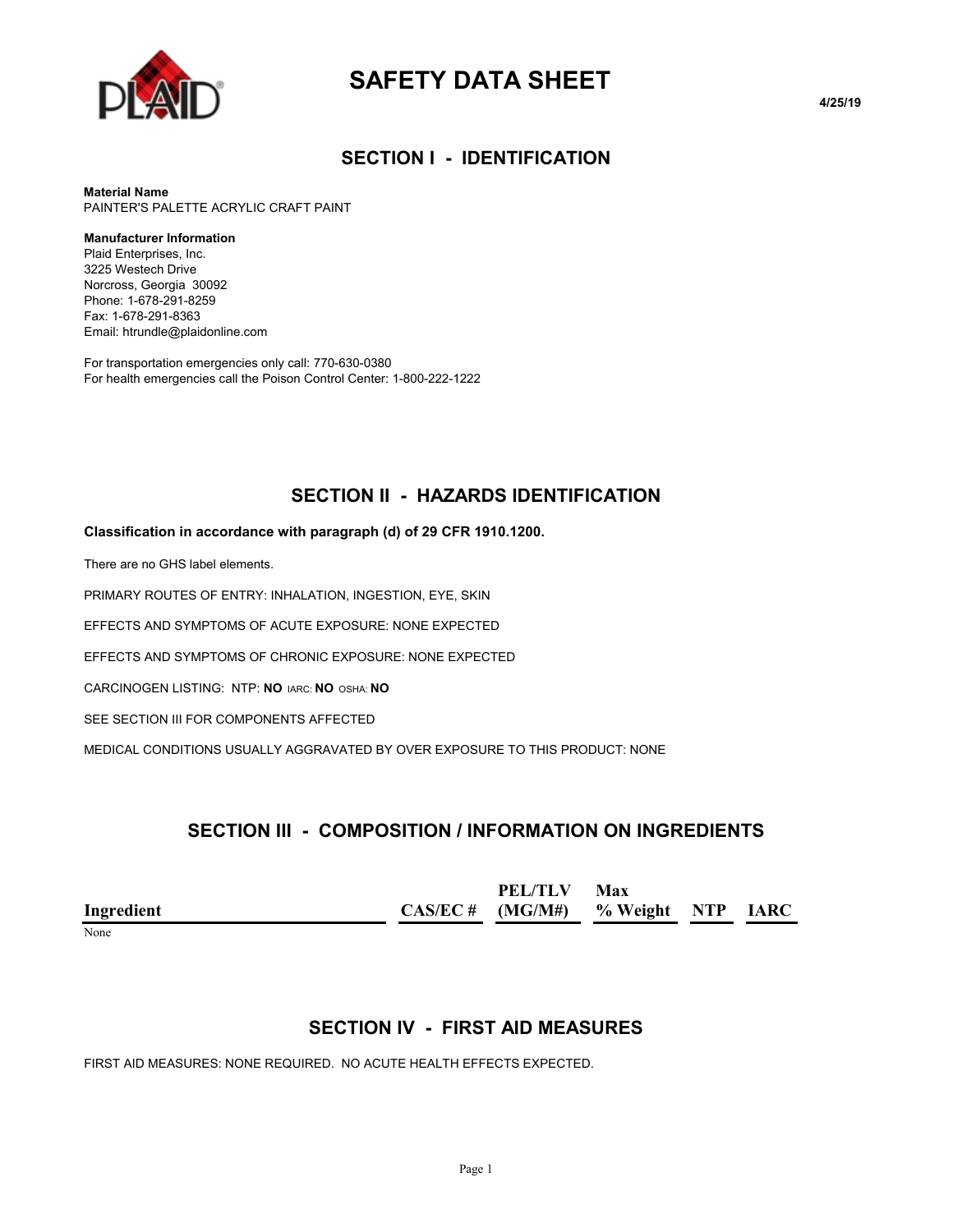# SAFETY DATA SHEET

4/25/19

## SECTION I - IDENTIFICATION

**Material Name**
PAINTER'S PALETTE ACRYLIC CRAFT PAINT

**Manufacturer Information**
Plaid Enterprises, Inc.
3225 Westech Drive
Norcross, Georgia 30092
Phone: 1-678-291-8259
Fax: 1-678-291-8363
Email: htrundle@plaidonline.com

For transportation emergencies only call: 770-630-0380
For health emergencies call the Poison Control Center: 1-800-222-1222

## SECTION II - HAZARDS IDENTIFICATION

**Classification in accordance with paragraph (d) of 29 CFR 1910.1200.**

There are no GHS label elements.

PRIMARY ROUTES OF ENTRY: INHALATION, INGESTION, EYE, SKIN

EFFECTS AND SYMPTOMS OF ACUTE EXPOSURE: NONE EXPECTED

EFFECTS AND SYMPTOMS OF CHRONIC EXPOSURE: NONE EXPECTED

CARCINOGEN LISTING: NTP: **NO** IARC: **NO** OSHA: **NO**

SEE SECTION III FOR COMPONENTS AFFECTED

MEDICAL CONDITIONS USUALLY AGGRAVATED BY OVER EXPOSURE TO THIS PRODUCT: NONE

## SECTION III - COMPOSITION / INFORMATION ON INGREDIENTS

| Ingredient | CAS/EC # | PEL/TLV (MG/M#) | Max % Weight | NTP | IARC |
| --- | --- | --- | --- | --- | --- |
| None | | | | | |

## SECTION IV - FIRST AID MEASURES

FIRST AID MEASURES: NONE REQUIRED. NO ACUTE HEALTH EFFECTS EXPECTED.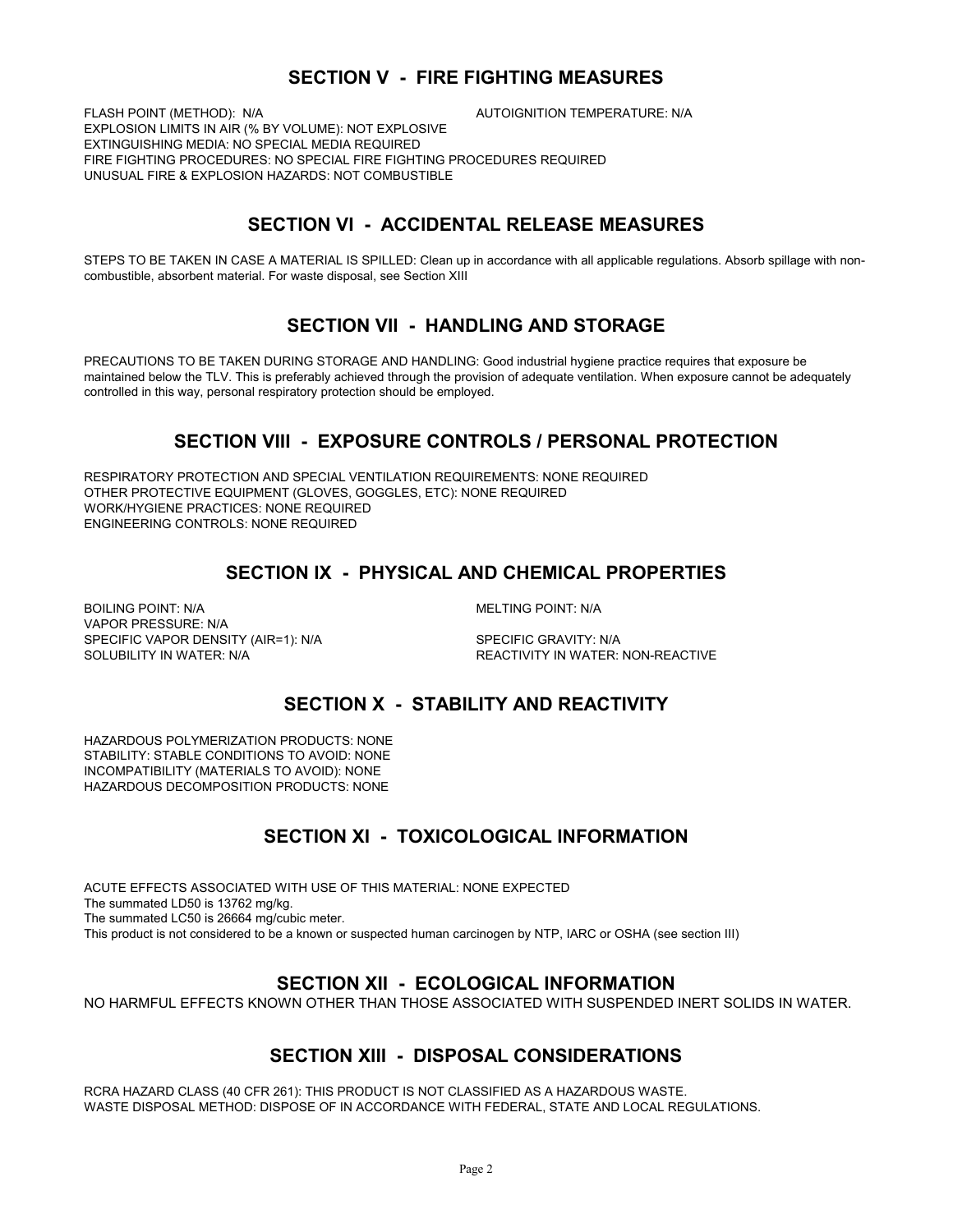## SECTION V - FIRE FIGHTING MEASURES

FLASH POINT (METHOD): N/A

AUTOIGNITION TEMPERATURE: N/A

EXPLOSION LIMITS IN AIR (% BY VOLUME): NOT EXPLOSIVE

EXTINGUISHING MEDIA: NO SPECIAL MEDIA REQUIRED

FIRE FIGHTING PROCEDURES: NO SPECIAL FIRE FIGHTING PROCEDURES REQUIRED

UNUSUAL FIRE & EXPLOSION HAZARDS: NOT COMBUSTIBLE

## SECTION VI - ACCIDENTAL RELEASE MEASURES

STEPS TO BE TAKEN IN CASE A MATERIAL IS SPILLED: Clean up in accordance with all applicable regulations. Absorb spillage with non-combustible, absorbent material. For waste disposal, see Section XIII

## SECTION VII - HANDLING AND STORAGE

PRECAUTIONS TO BE TAKEN DURING STORAGE AND HANDLING: Good industrial hygiene practice requires that exposure be maintained below the TLV. This is preferably achieved through the provision of adequate ventilation. When exposure cannot be adequately controlled in this way, personal respiratory protection should be employed.

## SECTION VIII - EXPOSURE CONTROLS / PERSONAL PROTECTION

RESPIRATORY PROTECTION AND SPECIAL VENTILATION REQUIREMENTS: NONE REQUIRED

OTHER PROTECTIVE EQUIPMENT (GLOVES, GOGGLES, ETC): NONE REQUIRED

WORK/HYGIENE PRACTICES: NONE REQUIRED

ENGINEERING CONTROLS: NONE REQUIRED

## SECTION IX - PHYSICAL AND CHEMICAL PROPERTIES

BOILING POINT: N/A

MELTING POINT: N/A

VAPOR PRESSURE: N/A

SPECIFIC VAPOR DENSITY (AIR=1): N/A

SPECIFIC GRAVITY: N/A

SOLUBILITY IN WATER: N/A

REACTIVITY IN WATER: NON-REACTIVE

## SECTION X - STABILITY AND REACTIVITY

HAZARDOUS POLYMERIZATION PRODUCTS: NONE

STABILITY: STABLE CONDITIONS TO AVOID: NONE

INCOMPATIBILITY (MATERIALS TO AVOID): NONE

HAZARDOUS DECOMPOSITION PRODUCTS: NONE

## SECTION XI - TOXICOLOGICAL INFORMATION

ACUTE EFFECTS ASSOCIATED WITH USE OF THIS MATERIAL: NONE EXPECTED

The summated LD50 is 13762 mg/kg.

The summated LC50 is 26664 mg/cubic meter.

This product is not considered to be a known or suspected human carcinogen by NTP, IARC or OSHA (see section III)

## SECTION XII - ECOLOGICAL INFORMATION

NO HARMFUL EFFECTS KNOWN OTHER THAN THOSE ASSOCIATED WITH SUSPENDED INERT SOLIDS IN WATER.

## SECTION XIII - DISPOSAL CONSIDERATIONS

RCRA HAZARD CLASS (40 CFR 261): THIS PRODUCT IS NOT CLASSIFIED AS A HAZARDOUS WASTE.

WASTE DISPOSAL METHOD: DISPOSE OF IN ACCORDANCE WITH FEDERAL, STATE AND LOCAL REGULATIONS.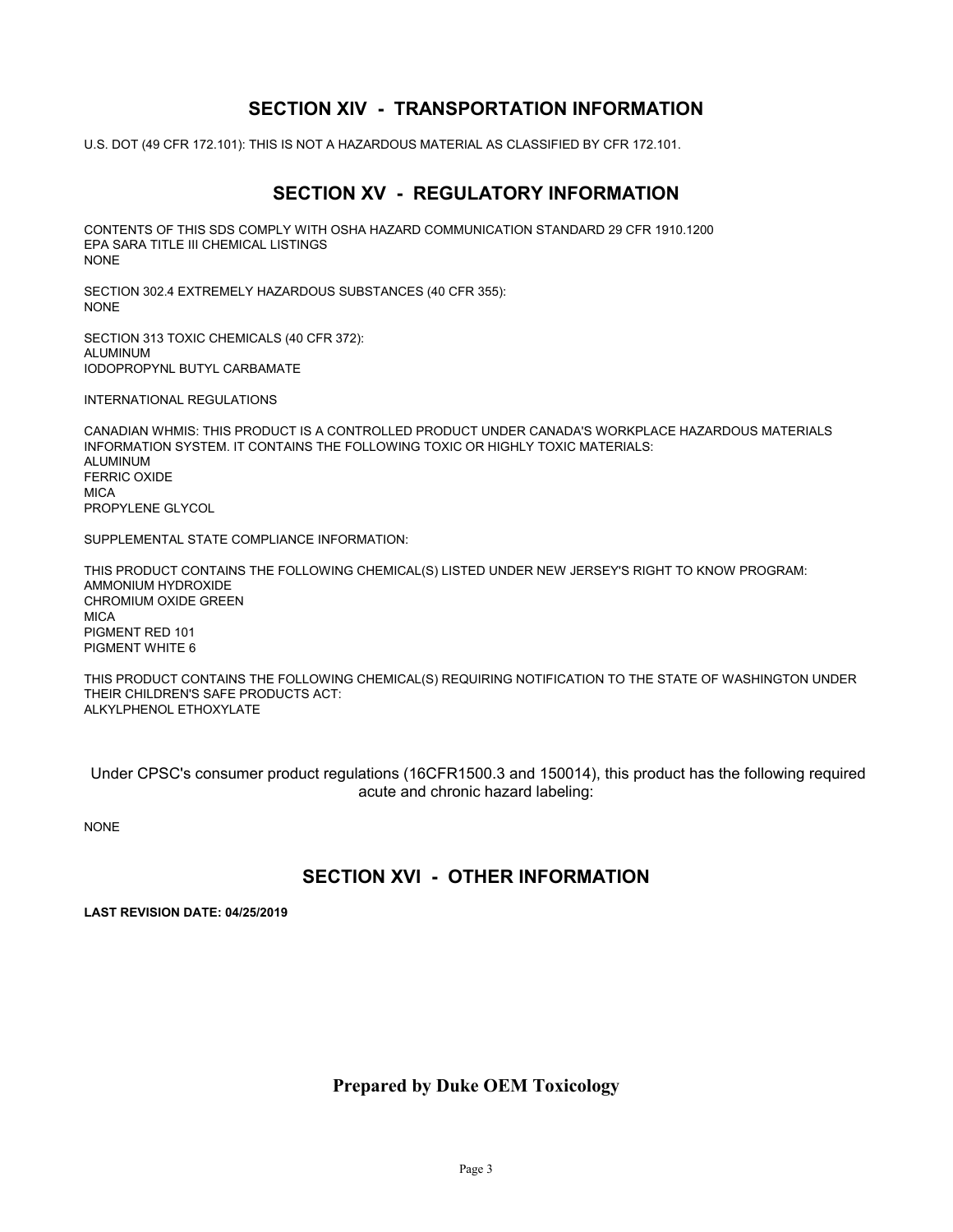## SECTION XIV - TRANSPORTATION INFORMATION

U.S. DOT (49 CFR 172.101): THIS IS NOT A HAZARDOUS MATERIAL AS CLASSIFIED BY CFR 172.101.

## SECTION XV - REGULATORY INFORMATION

CONTENTS OF THIS SDS COMPLY WITH OSHA HAZARD COMMUNICATION STANDARD 29 CFR 1910.1200
EPA SARA TITLE III CHEMICAL LISTINGS
NONE

SECTION 302.4 EXTREMELY HAZARDOUS SUBSTANCES (40 CFR 355):
NONE

SECTION 313 TOXIC CHEMICALS (40 CFR 372):
ALUMINUM
IODOPROPYNL BUTYL CARBAMATE

INTERNATIONAL REGULATIONS

CANADIAN WHMIS: THIS PRODUCT IS A CONTROLLED PRODUCT UNDER CANADA'S WORKPLACE HAZARDOUS MATERIALS INFORMATION SYSTEM. IT CONTAINS THE FOLLOWING TOXIC OR HIGHLY TOXIC MATERIALS:
ALUMINUM
FERRIC OXIDE
MICA
PROPYLENE GLYCOL

SUPPLEMENTAL STATE COMPLIANCE INFORMATION:

THIS PRODUCT CONTAINS THE FOLLOWING CHEMICAL(S) LISTED UNDER NEW JERSEY'S RIGHT TO KNOW PROGRAM:
AMMONIUM HYDROXIDE
CHROMIUM OXIDE GREEN
MICA
PIGMENT RED 101
PIGMENT WHITE 6

THIS PRODUCT CONTAINS THE FOLLOWING CHEMICAL(S) REQUIRING NOTIFICATION TO THE STATE OF WASHINGTON UNDER THEIR CHILDREN'S SAFE PRODUCTS ACT:
ALKYLPHENOL ETHOXYLATE

Under CPSC's consumer product regulations (16CFR1500.3 and 150014), this product has the following required acute and chronic hazard labeling:

NONE

## SECTION XVI - OTHER INFORMATION

**LAST REVISION DATE: 04/25/2019**

**Prepared by Duke OEM Toxicology**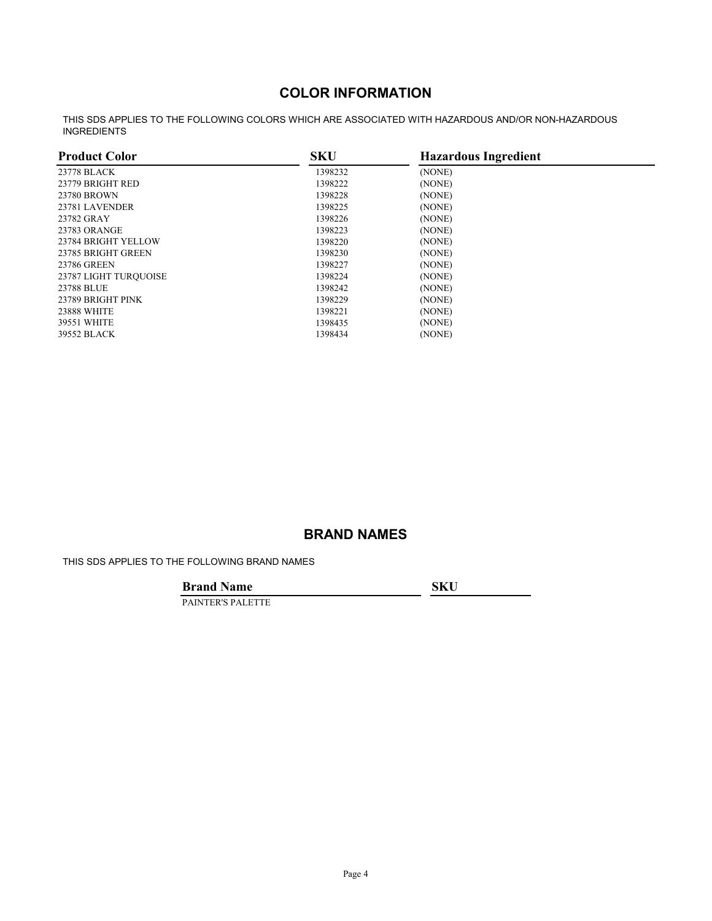## COLOR INFORMATION

THIS SDS APPLIES TO THE FOLLOWING COLORS WHICH ARE ASSOCIATED WITH HAZARDOUS AND/OR NON-HAZARDOUS INGREDIENTS

| Product Color | SKU | Hazardous Ingredient |
|---|---|---|
| 23778 BLACK | 1398232 | (NONE) |
| 23779 BRIGHT RED | 1398222 | (NONE) |
| 23780 BROWN | 1398228 | (NONE) |
| 23781 LAVENDER | 1398225 | (NONE) |
| 23782 GRAY | 1398226 | (NONE) |
| 23783 ORANGE | 1398223 | (NONE) |
| 23784 BRIGHT YELLOW | 1398220 | (NONE) |
| 23785 BRIGHT GREEN | 1398230 | (NONE) |
| 23786 GREEN | 1398227 | (NONE) |
| 23787 LIGHT TURQUOISE | 1398224 | (NONE) |
| 23788 BLUE | 1398242 | (NONE) |
| 23789 BRIGHT PINK | 1398229 | (NONE) |
| 23888 WHITE | 1398221 | (NONE) |
| 39551 WHITE | 1398435 | (NONE) |
| 39552 BLACK | 1398434 | (NONE) |

## BRAND NAMES

THIS SDS APPLIES TO THE FOLLOWING BRAND NAMES

| Brand Name | SKU |
|---|---|
| PAINTER'S PALETTE | |